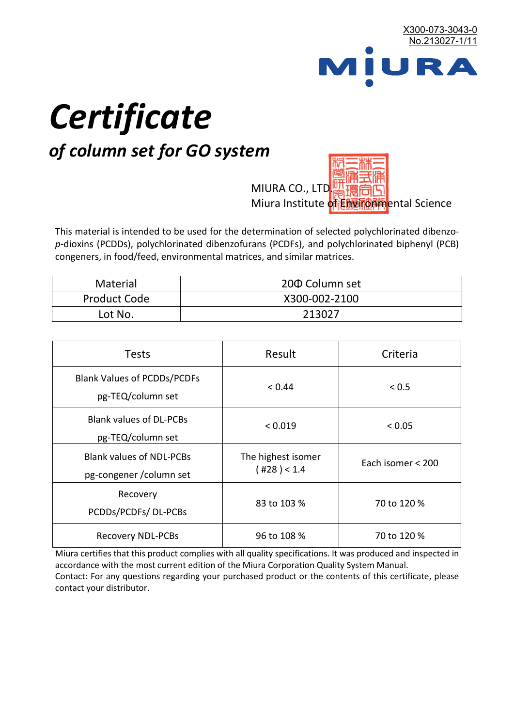X300-073-3043-0
No.213027-1/11

MIURA

# Certificate

## of column set for GO system

MIURA CO., LTD.
Miura Institute of Environmental Science

This material is intended to be used for the determination of selected polychlorinated dibenzo-*p*-dioxins (PCDDs), polychlorinated dibenzofurans (PCDFs), and polychlorinated biphenyl (PCB) congeners, in food/feed, environmental matrices, and similar matrices.

| Material | 20Φ Column set |
|---|---|
| Product Code | X300-002-2100 |
| Lot No. | 213027 |

| Tests | Result | Criteria |
|---|---|---|
| Blank Values of PCDDs/PCDFs pg-TEQ/column set | < 0.44 | < 0.5 |
| Blank values of DL-PCBs pg-TEQ/column set | < 0.019 | < 0.05 |
| Blank values of NDL-PCBs pg-congener /column set | The highest isomer ( #28 ) < 1.4 | Each isomer < 200 |
| Recovery PCDDs/PCDFs/ DL-PCBs | 83 to 103 % | 70 to 120 % |
| Recovery NDL-PCBs | 96 to 108 % | 70 to 120 % |

Miura certifies that this product complies with all quality specifications. It was produced and inspected in accordance with the most current edition of the Miura Corporation Quality System Manual.
Contact: For any questions regarding your purchased product or the contents of this certificate, please contact your distributor.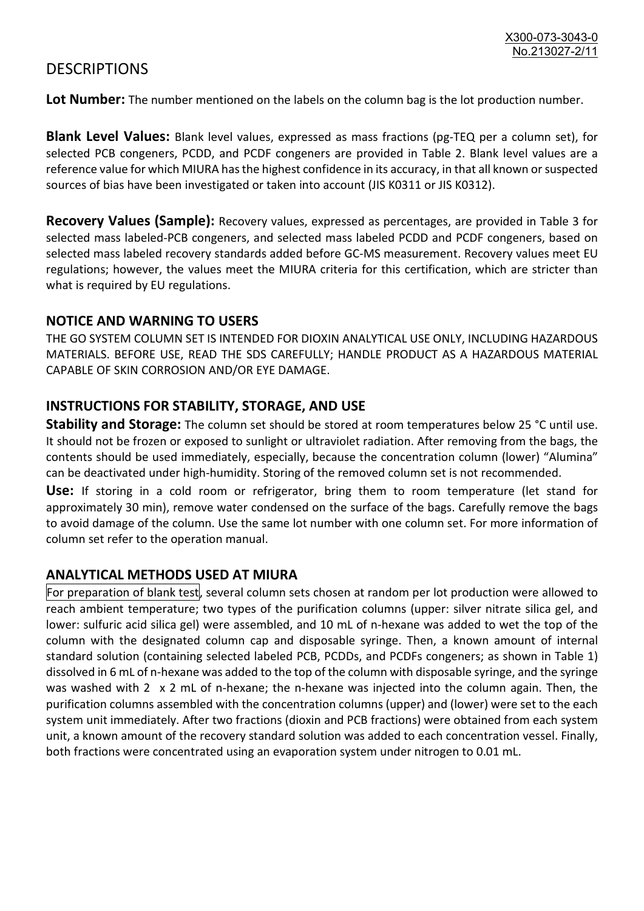# DESCRIPTIONS

**Lot Number:** The number mentioned on the labels on the column bag is the lot production number.

**Blank Level Values:** Blank level values, expressed as mass fractions (pg-TEQ per a column set), for selected PCB congeners, PCDD, and PCDF congeners are provided in Table 2. Blank level values are a reference value for which MIURA has the highest confidence in its accuracy, in that all known or suspected sources of bias have been investigated or taken into account (JIS K0311 or JIS K0312).

**Recovery Values (Sample):** Recovery values, expressed as percentages, are provided in Table 3 for selected mass labeled-PCB congeners, and selected mass labeled PCDD and PCDF congeners, based on selected mass labeled recovery standards added before GC-MS measurement. Recovery values meet EU regulations; however, the values meet the MIURA criteria for this certification, which are stricter than what is required by EU regulations.

## NOTICE AND WARNING TO USERS

THE GO SYSTEM COLUMN SET IS INTENDED FOR DIOXIN ANALYTICAL USE ONLY, INCLUDING HAZARDOUS MATERIALS. BEFORE USE, READ THE SDS CAREFULLY; HANDLE PRODUCT AS A HAZARDOUS MATERIAL CAPABLE OF SKIN CORROSION AND/OR EYE DAMAGE.

## INSTRUCTIONS FOR STABILITY, STORAGE, AND USE

**Stability and Storage:** The column set should be stored at room temperatures below 25 °C until use. It should not be frozen or exposed to sunlight or ultraviolet radiation. After removing from the bags, the contents should be used immediately, especially, because the concentration column (lower) "Alumina" can be deactivated under high-humidity. Storing of the removed column set is not recommended.

**Use:** If storing in a cold room or refrigerator, bring them to room temperature (let stand for approximately 30 min), remove water condensed on the surface of the bags. Carefully remove the bags to avoid damage of the column. Use the same lot number with one column set. For more information of column set refer to the operation manual.

## ANALYTICAL METHODS USED AT MIURA

For preparation of blank test, several column sets chosen at random per lot production were allowed to reach ambient temperature; two types of the purification columns (upper: silver nitrate silica gel, and lower: sulfuric acid silica gel) were assembled, and 10 mL of n-hexane was added to wet the top of the column with the designated column cap and disposable syringe. Then, a known amount of internal standard solution (containing selected labeled PCB, PCDDs, and PCDFs congeners; as shown in Table 1) dissolved in 6 mL of n-hexane was added to the top of the column with disposable syringe, and the syringe was washed with 2 x 2 mL of n-hexane; the n-hexane was injected into the column again. Then, the purification columns assembled with the concentration columns (upper) and (lower) were set to the each system unit immediately. After two fractions (dioxin and PCB fractions) were obtained from each system unit, a known amount of the recovery standard solution was added to each concentration vessel. Finally, both fractions were concentrated using an evaporation system under nitrogen to 0.01 mL.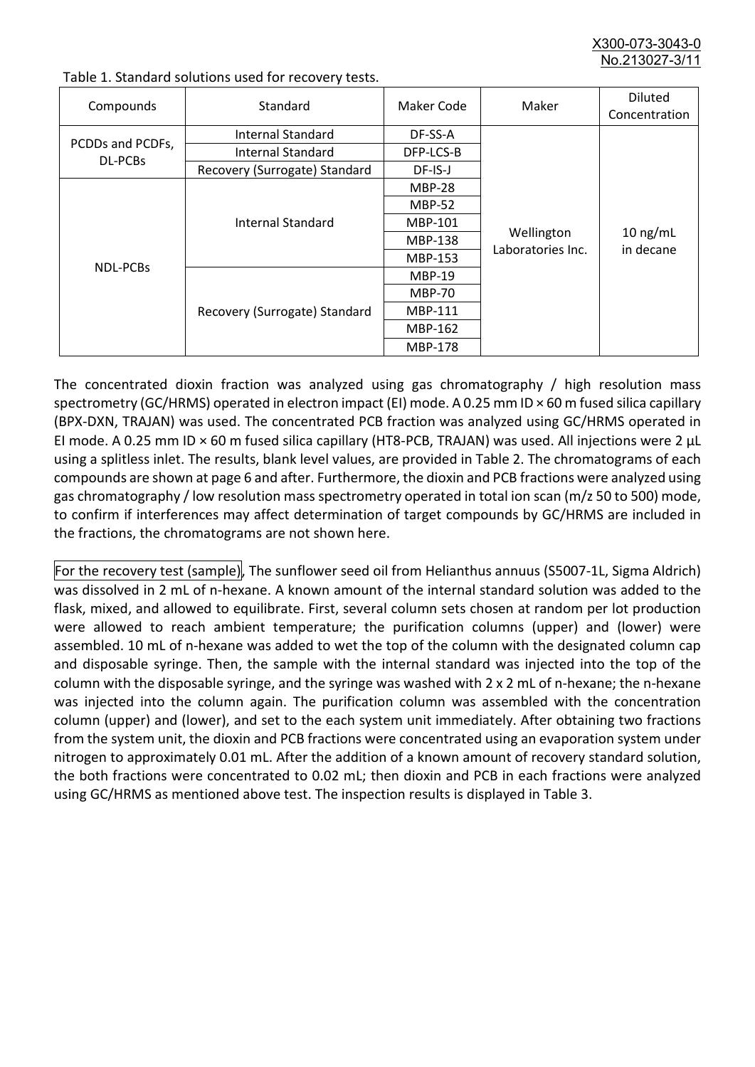Table 1. Standard solutions used for recovery tests.

| Compounds | Standard | Maker Code | Maker | Diluted Concentration |
|---|---|---|---|---|
| PCDDs and PCDFs, DL-PCBs | Internal Standard | DF-SS-A | Wellington Laboratories Inc. | 10 ng/mL in decane |
| | Internal Standard | DFP-LCS-B | | |
| | Recovery (Surrogate) Standard | DF-IS-J | | |
| NDL-PCBs | Internal Standard | MBP-28 | | |
| | | MBP-52 | | |
| | | MBP-101 | | |
| | | MBP-138 | | |
| | | MBP-153 | | |
| | Recovery (Surrogate) Standard | MBP-19 | | |
| | | MBP-70 | | |
| | | MBP-111 | | |
| | | MBP-162 | | |
| | | MBP-178 | | |

The concentrated dioxin fraction was analyzed using gas chromatography / high resolution mass spectrometry (GC/HRMS) operated in electron impact (EI) mode. A 0.25 mm ID × 60 m fused silica capillary (BPX-DXN, TRAJAN) was used. The concentrated PCB fraction was analyzed using GC/HRMS operated in EI mode. A 0.25 mm ID × 60 m fused silica capillary (HT8-PCB, TRAJAN) was used. All injections were 2 µL using a splitless inlet. The results, blank level values, are provided in Table 2. The chromatograms of each compounds are shown at page 6 and after. Furthermore, the dioxin and PCB fractions were analyzed using gas chromatography / low resolution mass spectrometry operated in total ion scan (m/z 50 to 500) mode, to confirm if interferences may affect determination of target compounds by GC/HRMS are included in the fractions, the chromatograms are not shown here.

For the recovery test (sample), The sunflower seed oil from Helianthus annuus (S5007-1L, Sigma Aldrich) was dissolved in 2 mL of n-hexane. A known amount of the internal standard solution was added to the flask, mixed, and allowed to equilibrate. First, several column sets chosen at random per lot production were allowed to reach ambient temperature; the purification columns (upper) and (lower) were assembled. 10 mL of n-hexane was added to wet the top of the column with the designated column cap and disposable syringe. Then, the sample with the internal standard was injected into the top of the column with the disposable syringe, and the syringe was washed with 2 x 2 mL of n-hexane; the n-hexane was injected into the column again. The purification column was assembled with the concentration column (upper) and (lower), and set to the each system unit immediately. After obtaining two fractions from the system unit, the dioxin and PCB fractions were concentrated using an evaporation system under nitrogen to approximately 0.01 mL. After the addition of a known amount of recovery standard solution, the both fractions were concentrated to 0.02 mL; then dioxin and PCB in each fractions were analyzed using GC/HRMS as mentioned above test. The inspection results is displayed in Table 3.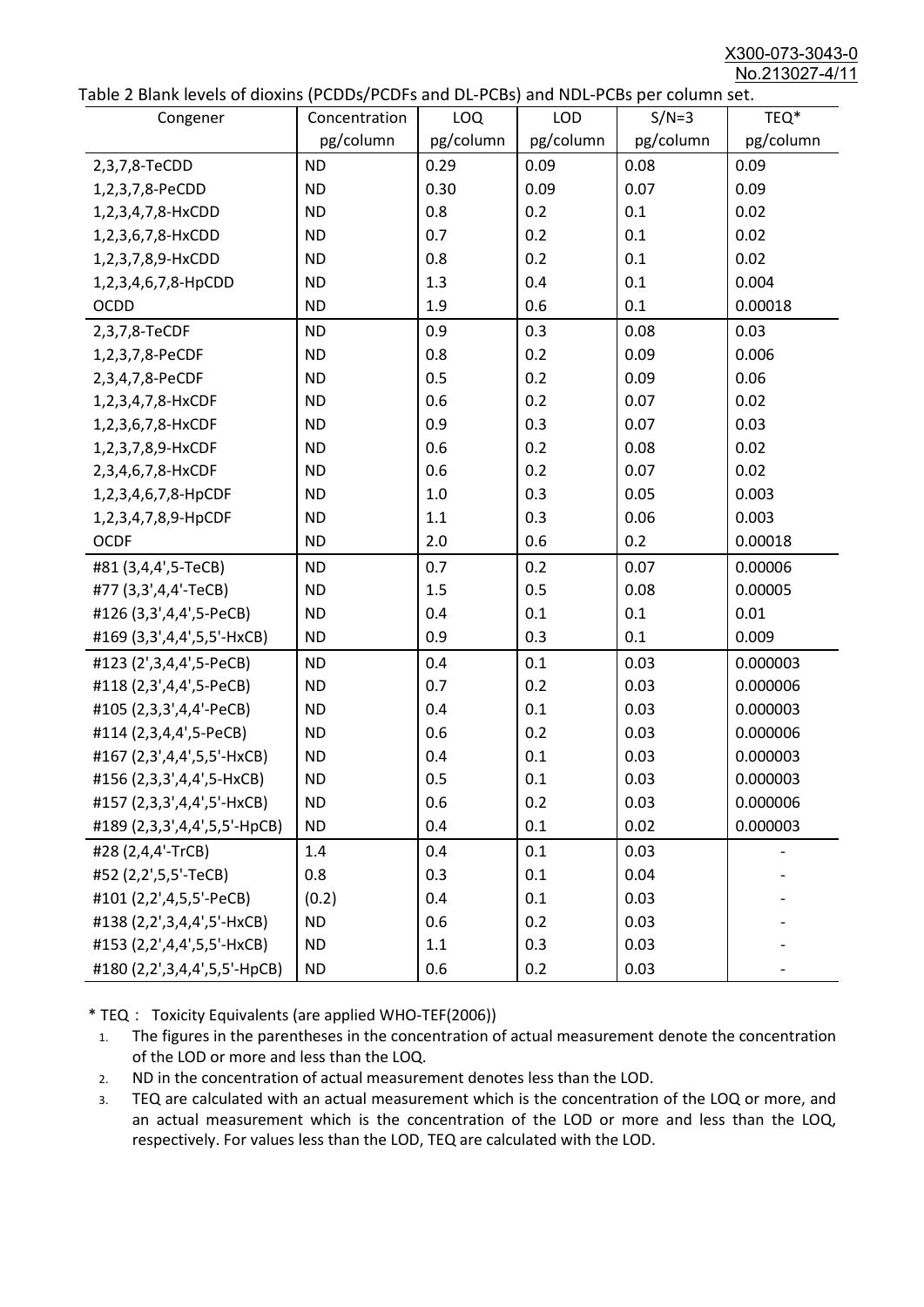Table 2 Blank levels of dioxins (PCDDs/PCDFs and DL-PCBs) and NDL-PCBs per column set.

| Congener | Concentration pg/column | LOQ pg/column | LOD pg/column | S/N=3 pg/column | TEQ* pg/column |
|---|---|---|---|---|---|
| 2,3,7,8-TeCDD | ND | 0.29 | 0.09 | 0.08 | 0.09 |
| 1,2,3,7,8-PeCDD | ND | 0.30 | 0.09 | 0.07 | 0.09 |
| 1,2,3,4,7,8-HxCDD | ND | 0.8 | 0.2 | 0.1 | 0.02 |
| 1,2,3,6,7,8-HxCDD | ND | 0.7 | 0.2 | 0.1 | 0.02 |
| 1,2,3,7,8,9-HxCDD | ND | 0.8 | 0.2 | 0.1 | 0.02 |
| 1,2,3,4,6,7,8-HpCDD | ND | 1.3 | 0.4 | 0.1 | 0.004 |
| OCDD | ND | 1.9 | 0.6 | 0.1 | 0.00018 |
| 2,3,7,8-TeCDF | ND | 0.9 | 0.3 | 0.08 | 0.03 |
| 1,2,3,7,8-PeCDF | ND | 0.8 | 0.2 | 0.09 | 0.006 |
| 2,3,4,7,8-PeCDF | ND | 0.5 | 0.2 | 0.09 | 0.06 |
| 1,2,3,4,7,8-HxCDF | ND | 0.6 | 0.2 | 0.07 | 0.02 |
| 1,2,3,6,7,8-HxCDF | ND | 0.9 | 0.3 | 0.07 | 0.03 |
| 1,2,3,7,8,9-HxCDF | ND | 0.6 | 0.2 | 0.08 | 0.02 |
| 2,3,4,6,7,8-HxCDF | ND | 0.6 | 0.2 | 0.07 | 0.02 |
| 1,2,3,4,6,7,8-HpCDF | ND | 1.0 | 0.3 | 0.05 | 0.003 |
| 1,2,3,4,7,8,9-HpCDF | ND | 1.1 | 0.3 | 0.06 | 0.003 |
| OCDF | ND | 2.0 | 0.6 | 0.2 | 0.00018 |
| #81 (3,4,4',5-TeCB) | ND | 0.7 | 0.2 | 0.07 | 0.00006 |
| #77 (3,3',4,4'-TeCB) | ND | 1.5 | 0.5 | 0.08 | 0.00005 |
| #126 (3,3',4,4',5-PeCB) | ND | 0.4 | 0.1 | 0.1 | 0.01 |
| #169 (3,3',4,4',5,5'-HxCB) | ND | 0.9 | 0.3 | 0.1 | 0.009 |
| #123 (2',3,4,4',5-PeCB) | ND | 0.4 | 0.1 | 0.03 | 0.000003 |
| #118 (2,3',4,4',5-PeCB) | ND | 0.7 | 0.2 | 0.03 | 0.000006 |
| #105 (2,3,3',4,4'-PeCB) | ND | 0.4 | 0.1 | 0.03 | 0.000003 |
| #114 (2,3,4,4',5-PeCB) | ND | 0.6 | 0.2 | 0.03 | 0.000006 |
| #167 (2,3',4,4',5,5'-HxCB) | ND | 0.4 | 0.1 | 0.03 | 0.000003 |
| #156 (2,3,3',4,4',5-HxCB) | ND | 0.5 | 0.1 | 0.03 | 0.000003 |
| #157 (2,3,3',4,4',5'-HxCB) | ND | 0.6 | 0.2 | 0.03 | 0.000006 |
| #189 (2,3,3',4,4',5,5'-HpCB) | ND | 0.4 | 0.1 | 0.02 | 0.000003 |
| #28 (2,4,4'-TrCB) | 1.4 | 0.4 | 0.1 | 0.03 | - |
| #52 (2,2',5,5'-TeCB) | 0.8 | 0.3 | 0.1 | 0.04 | - |
| #101 (2,2',4,5,5'-PeCB) | (0.2) | 0.4 | 0.1 | 0.03 | - |
| #138 (2,2',3,4,4',5'-HxCB) | ND | 0.6 | 0.2 | 0.03 | - |
| #153 (2,2',4,4',5,5'-HxCB) | ND | 1.1 | 0.3 | 0.03 | - |
| #180 (2,2',3,4,4',5,5'-HpCB) | ND | 0.6 | 0.2 | 0.03 | - |

* TEQ： Toxicity Equivalents (are applied WHO-TEF(2006))

1. The figures in the parentheses in the concentration of actual measurement denote the concentration of the LOD or more and less than the LOQ.
2. ND in the concentration of actual measurement denotes less than the LOD.
3. TEQ are calculated with an actual measurement which is the concentration of the LOQ or more, and an actual measurement which is the concentration of the LOD or more and less than the LOQ, respectively. For values less than the LOD, TEQ are calculated with the LOD.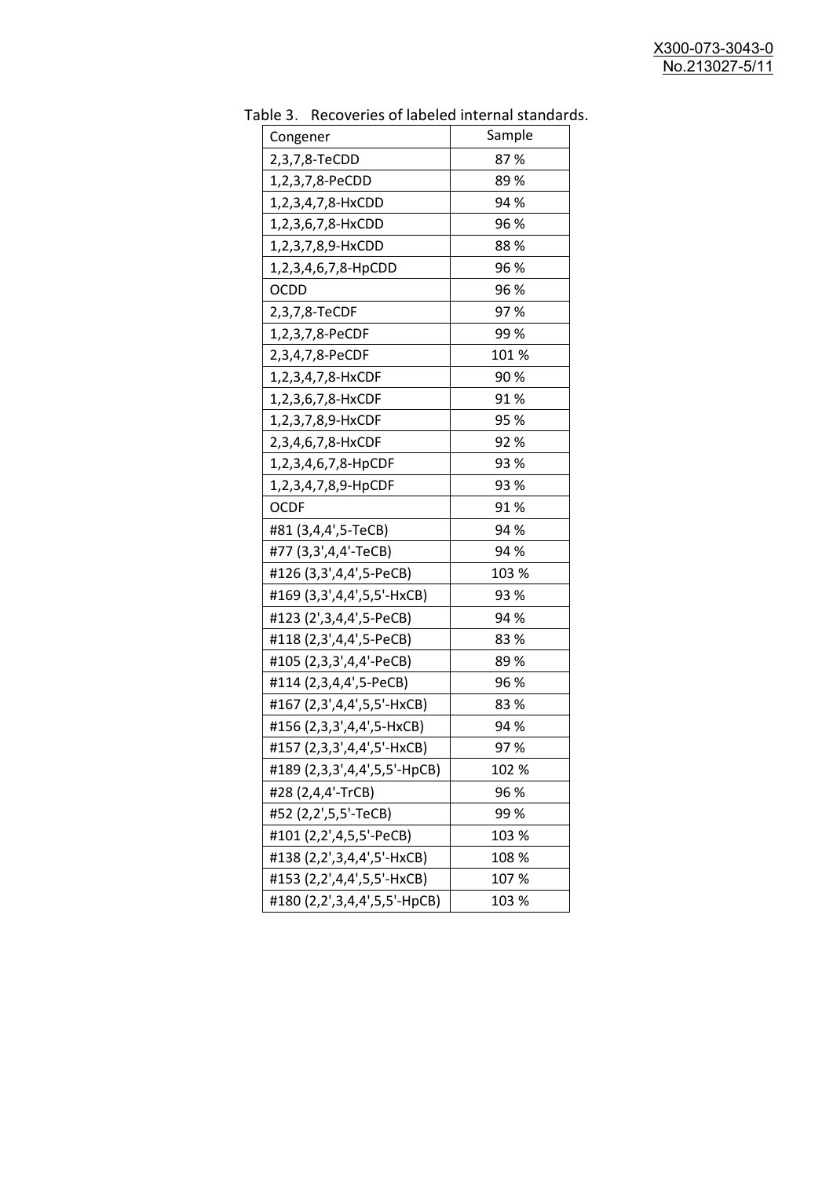Table 3. Recoveries of labeled internal standards.

| Congener | Sample |
|---|---|
| 2,3,7,8-TeCDD | 87 % |
| 1,2,3,7,8-PeCDD | 89 % |
| 1,2,3,4,7,8-HxCDD | 94 % |
| 1,2,3,6,7,8-HxCDD | 96 % |
| 1,2,3,7,8,9-HxCDD | 88 % |
| 1,2,3,4,6,7,8-HpCDD | 96 % |
| OCDD | 96 % |
| 2,3,7,8-TeCDF | 97 % |
| 1,2,3,7,8-PeCDF | 99 % |
| 2,3,4,7,8-PeCDF | 101 % |
| 1,2,3,4,7,8-HxCDF | 90 % |
| 1,2,3,6,7,8-HxCDF | 91 % |
| 1,2,3,7,8,9-HxCDF | 95 % |
| 2,3,4,6,7,8-HxCDF | 92 % |
| 1,2,3,4,6,7,8-HpCDF | 93 % |
| 1,2,3,4,7,8,9-HpCDF | 93 % |
| OCDF | 91 % |
| #81 (3,4,4',5-TeCB) | 94 % |
| #77 (3,3',4,4'-TeCB) | 94 % |
| #126 (3,3',4,4',5-PeCB) | 103 % |
| #169 (3,3',4,4',5,5'-HxCB) | 93 % |
| #123 (2',3,4,4',5-PeCB) | 94 % |
| #118 (2,3',4,4',5-PeCB) | 83 % |
| #105 (2,3,3',4,4'-PeCB) | 89 % |
| #114 (2,3,4,4',5-PeCB) | 96 % |
| #167 (2,3',4,4',5,5'-HxCB) | 83 % |
| #156 (2,3,3',4,4',5-HxCB) | 94 % |
| #157 (2,3,3',4,4',5'-HxCB) | 97 % |
| #189 (2,3,3',4,4',5,5'-HpCB) | 102 % |
| #28 (2,4,4'-TrCB) | 96 % |
| #52 (2,2',5,5'-TeCB) | 99 % |
| #101 (2,2',4,5,5'-PeCB) | 103 % |
| #138 (2,2',3,4,4',5'-HxCB) | 108 % |
| #153 (2,2',4,4',5,5'-HxCB) | 107 % |
| #180 (2,2',3,4,4',5,5'-HpCB) | 103 % |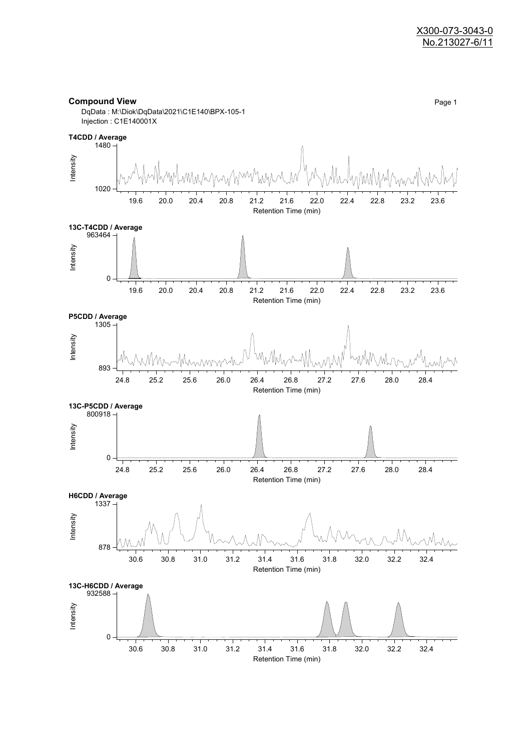X300-073-3043-0
No.213027-6/11

**Compound View**

DqData : M:\Diok\DqData\2021\C1E140\BPX-105-1
Injection : C1E140001X

**T4CDD / Average**

Intensity: 1020 – 1480
Retention Time (min): 19.6, 20.0, 20.4, 20.8, 21.2, 21.6, 22.0, 22.4, 22.8, 23.2, 23.6

**13C-T4CDD / Average**

Intensity: 0 – 963464
Retention Time (min): 19.6, 20.0, 20.4, 20.8, 21.2, 21.6, 22.0, 22.4, 22.8, 23.2, 23.6

**P5CDD / Average**

Intensity: 893 – 1305
Retention Time (min): 24.8, 25.2, 25.6, 26.0, 26.4, 26.8, 27.2, 27.6, 28.0, 28.4

**13C-P5CDD / Average**

Intensity: 0 – 800918
Retention Time (min): 24.8, 25.2, 25.6, 26.0, 26.4, 26.8, 27.2, 27.6, 28.0, 28.4

**H6CDD / Average**

Intensity: 878 – 1337
Retention Time (min): 30.6, 30.8, 31.0, 31.2, 31.4, 31.6, 31.8, 32.0, 32.2, 32.4

**13C-H6CDD / Average**

Intensity: 0 – 932588
Retention Time (min): 30.6, 30.8, 31.0, 31.2, 31.4, 31.6, 31.8, 32.0, 32.2, 32.4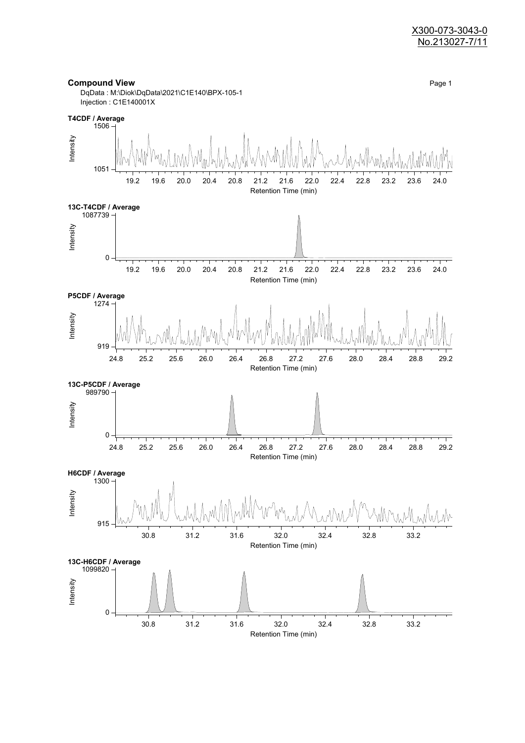X300-073-3043-0
No.213027-7/11

## Compound View

DqData : M:\Diok\DqData\2021\C1E140\BPX-105-1
Injection : C1E140001X

**T4CDF / Average**

Intensity: 1051 – 1506
Retention Time (min): 19.2 19.6 20.0 20.4 20.8 21.2 21.6 22.0 22.4 22.8 23.2 23.6 24.0

**13C-T4CDF / Average**

Intensity: 0 – 1087739
Retention Time (min): 19.2 19.6 20.0 20.4 20.8 21.2 21.6 22.0 22.4 22.8 23.2 23.6 24.0

**P5CDF / Average**

Intensity: 919 – 1274
Retention Time (min): 24.8 25.2 25.6 26.0 26.4 26.8 27.2 27.6 28.0 28.4 28.8 29.2

**13C-P5CDF / Average**

Intensity: 0 – 989790
Retention Time (min): 24.8 25.2 25.6 26.0 26.4 26.8 27.2 27.6 28.0 28.4 28.8 29.2

**H6CDF / Average**

Intensity: 915 – 1300
Retention Time (min): 30.8 31.2 31.6 32.0 32.4 32.8 33.2

**13C-H6CDF / Average**

Intensity: 0 – 1099820
Retention Time (min): 30.8 31.2 31.6 32.0 32.4 32.8 33.2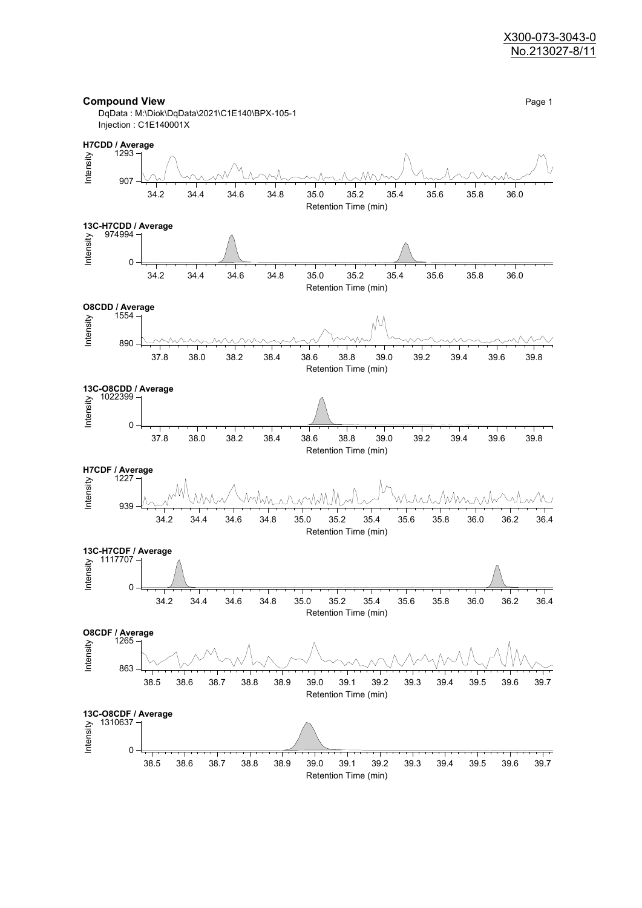X300-073-3043-0
No.213027-8/11

**Compound View**

Page 1

DqData : M:\Diok\DqData\2021\C1E140\BPX-105-1
Injection : C1E140001X

**H7CDD / Average**

Intensity: 907 – 1293
Retention Time (min): 34.2 – 36.0

**13C-H7CDD / Average**

Intensity: 0 – 974994
Retention Time (min): 34.2 – 36.0

**O8CDD / Average**

Intensity: 890 – 1554
Retention Time (min): 37.8 – 39.8

**13C-O8CDD / Average**

Intensity: 0 – 1022399
Retention Time (min): 37.8 – 39.8

**H7CDF / Average**

Intensity: 939 – 1227
Retention Time (min): 34.2 – 36.4

**13C-H7CDF / Average**

Intensity: 0 – 1117707
Retention Time (min): 34.2 – 36.4

**O8CDF / Average**

Intensity: 863 – 1265
Retention Time (min): 38.5 – 39.7

**13C-O8CDF / Average**

Intensity: 0 – 1310637
Retention Time (min): 38.5 – 39.7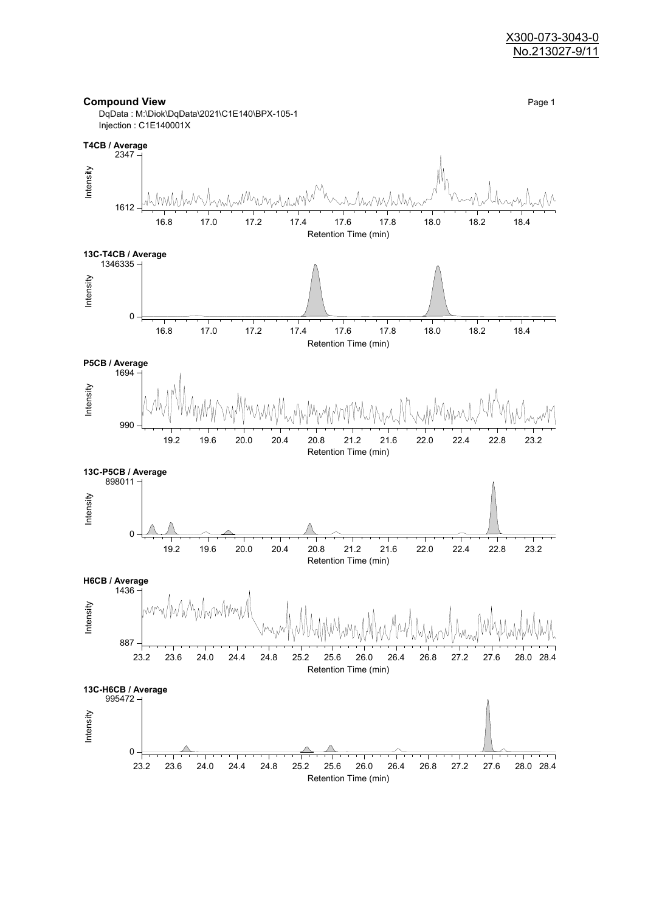X300-073-3043-0
No.213027-9/11

**Compound View**

DqData : M:\Diok\DqData\2021\C1E140\BPX-105-1
Injection : C1E140001X

**T4CB / Average**

Intensity: 1612 – 2347
Retention Time (min): 16.8, 17.0, 17.2, 17.4, 17.6, 17.8, 18.0, 18.2, 18.4

**13C-T4CB / Average**

Intensity: 0 – 1346335
Retention Time (min): 16.8, 17.0, 17.2, 17.4, 17.6, 17.8, 18.0, 18.2, 18.4

**P5CB / Average**

Intensity: 990 – 1694
Retention Time (min): 19.2, 19.6, 20.0, 20.4, 20.8, 21.2, 21.6, 22.0, 22.4, 22.8, 23.2

**13C-P5CB / Average**

Intensity: 0 – 898011
Retention Time (min): 19.2, 19.6, 20.0, 20.4, 20.8, 21.2, 21.6, 22.0, 22.4, 22.8, 23.2

**H6CB / Average**

Intensity: 887 – 1436
Retention Time (min): 23.2, 23.6, 24.0, 24.4, 24.8, 25.2, 25.6, 26.0, 26.4, 26.8, 27.2, 27.6, 28.0, 28.4

**13C-H6CB / Average**

Intensity: 0 – 995472
Retention Time (min): 23.2, 23.6, 24.0, 24.4, 24.8, 25.2, 25.6, 26.0, 26.4, 26.8, 27.2, 27.6, 28.0, 28.4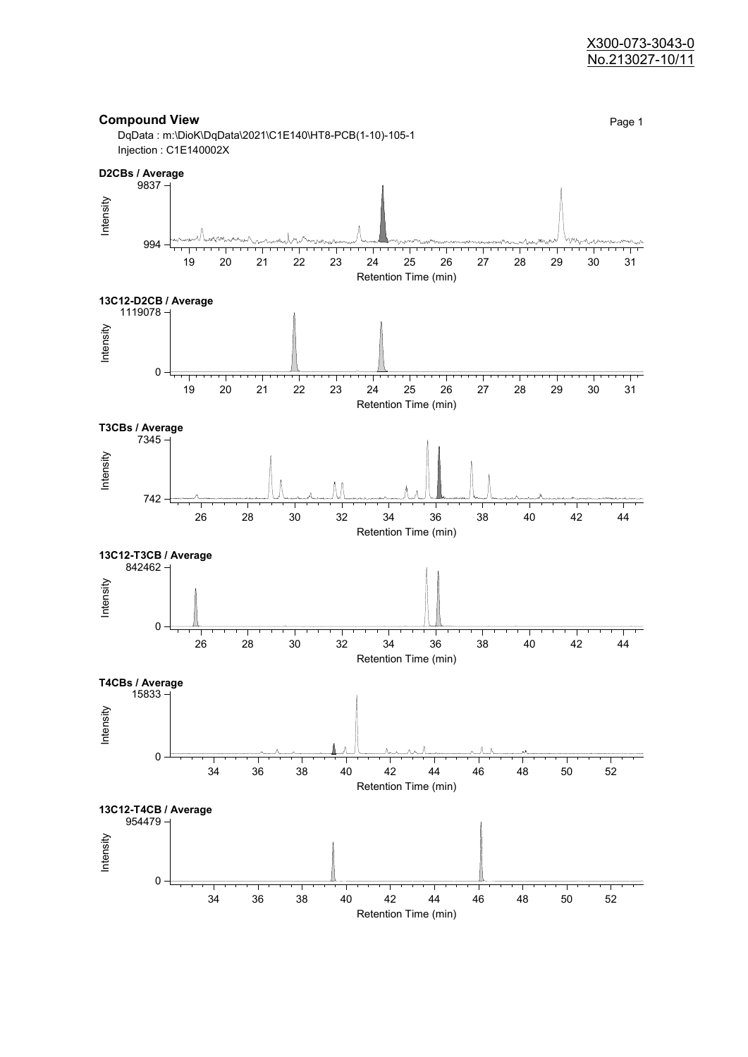X300-073-3043-0
No.213027-10/11

## Compound View

DqData : m:\DioK\DqData\2021\C1E140\HT8-PCB(1-10)-105-1
Injection : C1E140002X

**D2CBs / Average**

Intensity: 994 – 9837; Retention Time (min): 19 – 31

**13C12-D2CB / Average**

Intensity: 0 – 1119078; Retention Time (min): 19 – 31

**T3CBs / Average**

Intensity: 742 – 7345; Retention Time (min): 26 – 44

**13C12-T3CB / Average**

Intensity: 0 – 842462; Retention Time (min): 26 – 44

**T4CBs / Average**

Intensity: 0 – 15833; Retention Time (min): 34 – 52

**13C12-T4CB / Average**

Intensity: 0 – 954479; Retention Time (min): 34 – 52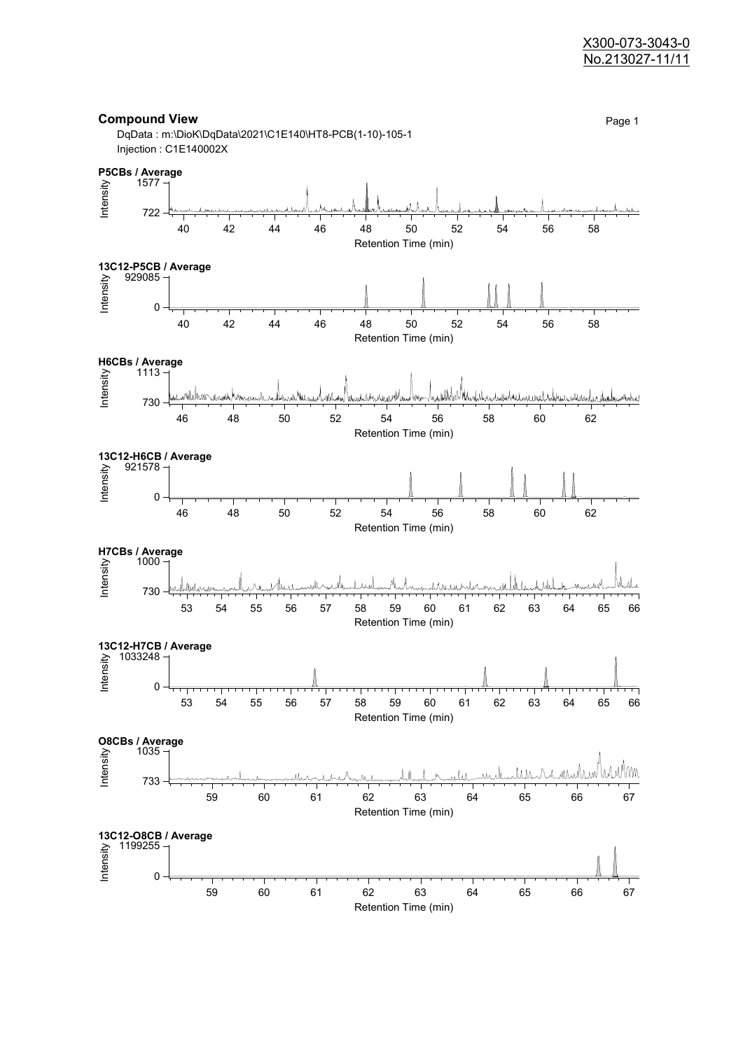X300-073-3043-0
No.213027-11/11

## Compound View

DqData : m:\DioK\DqData\2021\C1E140\HT8-PCB(1-10)-105-1
Injection : C1E140002X

**P5CBs / Average**

Intensity
1577
722
40 42 44 46 48 50 52 54 56 58
Retention Time (min)

**13C12-P5CB / Average**

Intensity
929085
0
40 42 44 46 48 50 52 54 56 58
Retention Time (min)

**H6CBs / Average**

Intensity
1113
730
46 48 50 52 54 56 58 60 62
Retention Time (min)

**13C12-H6CB / Average**

Intensity
921578
0
46 48 50 52 54 56 58 60 62
Retention Time (min)

**H7CBs / Average**

Intensity
1000
730
53 54 55 56 57 58 59 60 61 62 63 64 65 66
Retention Time (min)

**13C12-H7CB / Average**

Intensity
1033248
0
53 54 55 56 57 58 59 60 61 62 63 64 65 66
Retention Time (min)

**O8CBs / Average**

Intensity
1035
733
59 60 61 62 63 64 65 66 67
Retention Time (min)

**13C12-O8CB / Average**

Intensity
1199255
0
59 60 61 62 63 64 65 66 67
Retention Time (min)